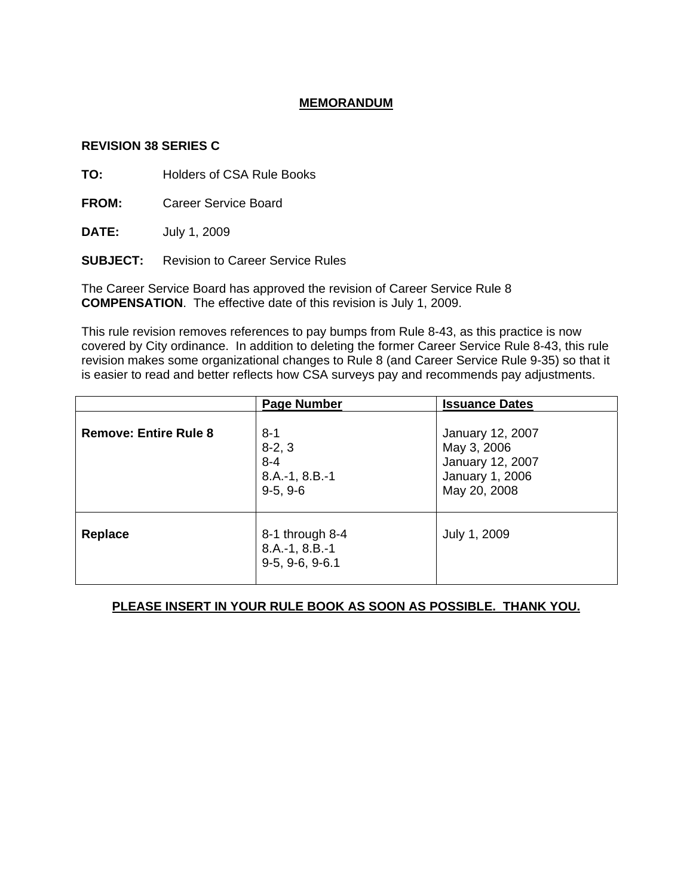# MEMORANDUM

**REVISION 38 SERIES C**

**TO:** Holders of CSA Rule Books

**FROM:** Career Service Board

**DATE:** July 1, 2009

**SUBJECT:** Revision to Career Service Rules

The Career Service Board has approved the revision of Career Service Rule 8 **COMPENSATION**. The effective date of this revision is July 1, 2009.

This rule revision removes references to pay bumps from Rule 8-43, as this practice is now covered by City ordinance. In addition to deleting the former Career Service Rule 8-43, this rule revision makes some organizational changes to Rule 8 (and Career Service Rule 9-35) so that it is easier to read and better reflects how CSA surveys pay and recommends pay adjustments.

| | Page Number | Issuance Dates |
|---|---|---|
| **Remove: Entire Rule 8** | 8-1<br>8-2, 3<br>8-4<br>8.A.-1, 8.B.-1<br>9-5, 9-6 | January 12, 2007<br>May 3, 2006<br>January 12, 2007<br>January 1, 2006<br>May 20, 2008 |
| **Replace** | 8-1 through 8-4<br>8.A.-1, 8.B.-1<br>9-5, 9-6, 9-6.1 | July 1, 2009 |

**PLEASE INSERT IN YOUR RULE BOOK AS SOON AS POSSIBLE. THANK YOU.**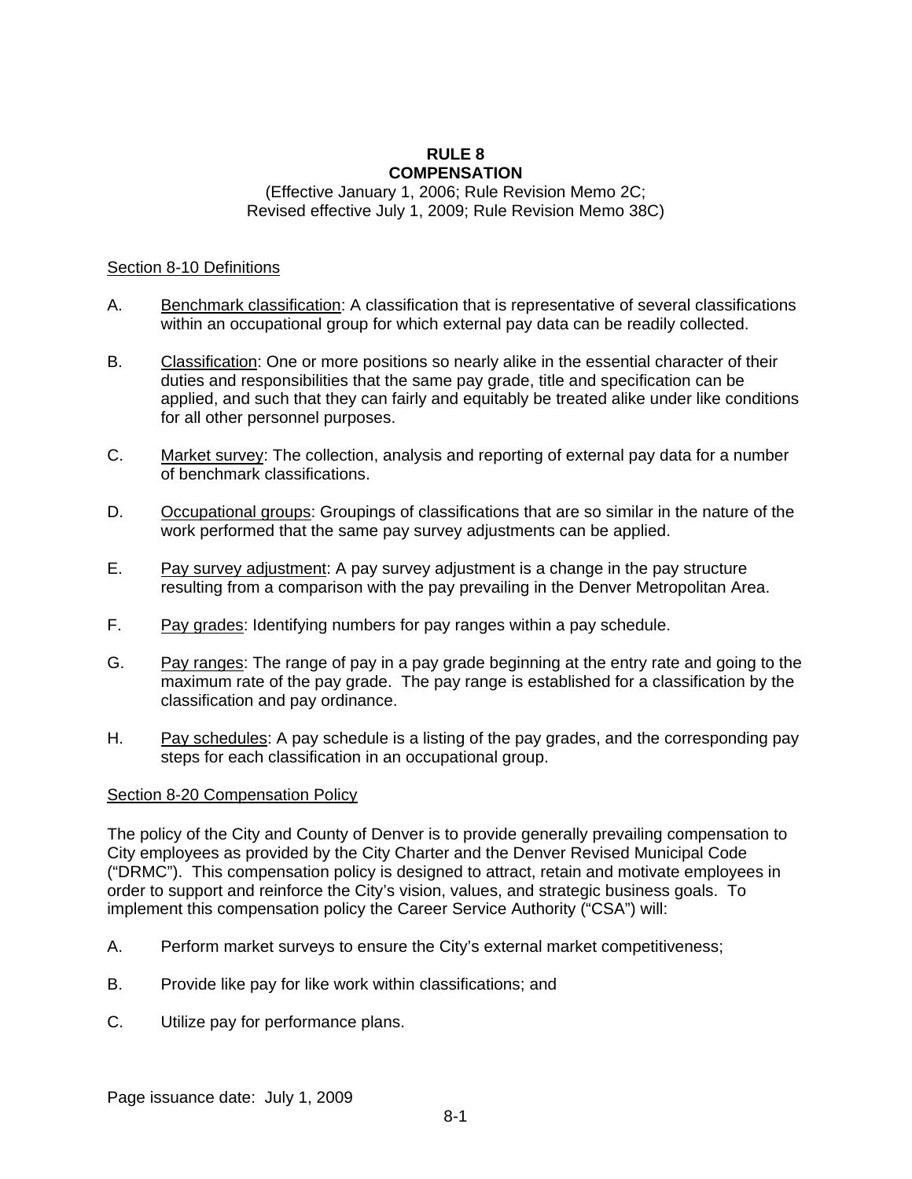# RULE 8
# COMPENSATION

(Effective January 1, 2006; Rule Revision Memo 2C;
Revised effective July 1, 2009; Rule Revision Memo 38C)

## Section 8-10 Definitions

A. Benchmark classification: A classification that is representative of several classifications within an occupational group for which external pay data can be readily collected.

B. Classification: One or more positions so nearly alike in the essential character of their duties and responsibilities that the same pay grade, title and specification can be applied, and such that they can fairly and equitably be treated alike under like conditions for all other personnel purposes.

C. Market survey: The collection, analysis and reporting of external pay data for a number of benchmark classifications.

D. Occupational groups: Groupings of classifications that are so similar in the nature of the work performed that the same pay survey adjustments can be applied.

E. Pay survey adjustment: A pay survey adjustment is a change in the pay structure resulting from a comparison with the pay prevailing in the Denver Metropolitan Area.

F. Pay grades: Identifying numbers for pay ranges within a pay schedule.

G. Pay ranges: The range of pay in a pay grade beginning at the entry rate and going to the maximum rate of the pay grade. The pay range is established for a classification by the classification and pay ordinance.

H. Pay schedules: A pay schedule is a listing of the pay grades, and the corresponding pay steps for each classification in an occupational group.

## Section 8-20 Compensation Policy

The policy of the City and County of Denver is to provide generally prevailing compensation to City employees as provided by the City Charter and the Denver Revised Municipal Code ("DRMC"). This compensation policy is designed to attract, retain and motivate employees in order to support and reinforce the City's vision, values, and strategic business goals. To implement this compensation policy the Career Service Authority ("CSA") will:

A. Perform market surveys to ensure the City's external market competitiveness;

B. Provide like pay for like work within classifications; and

C. Utilize pay for performance plans.

Page issuance date: July 1, 2009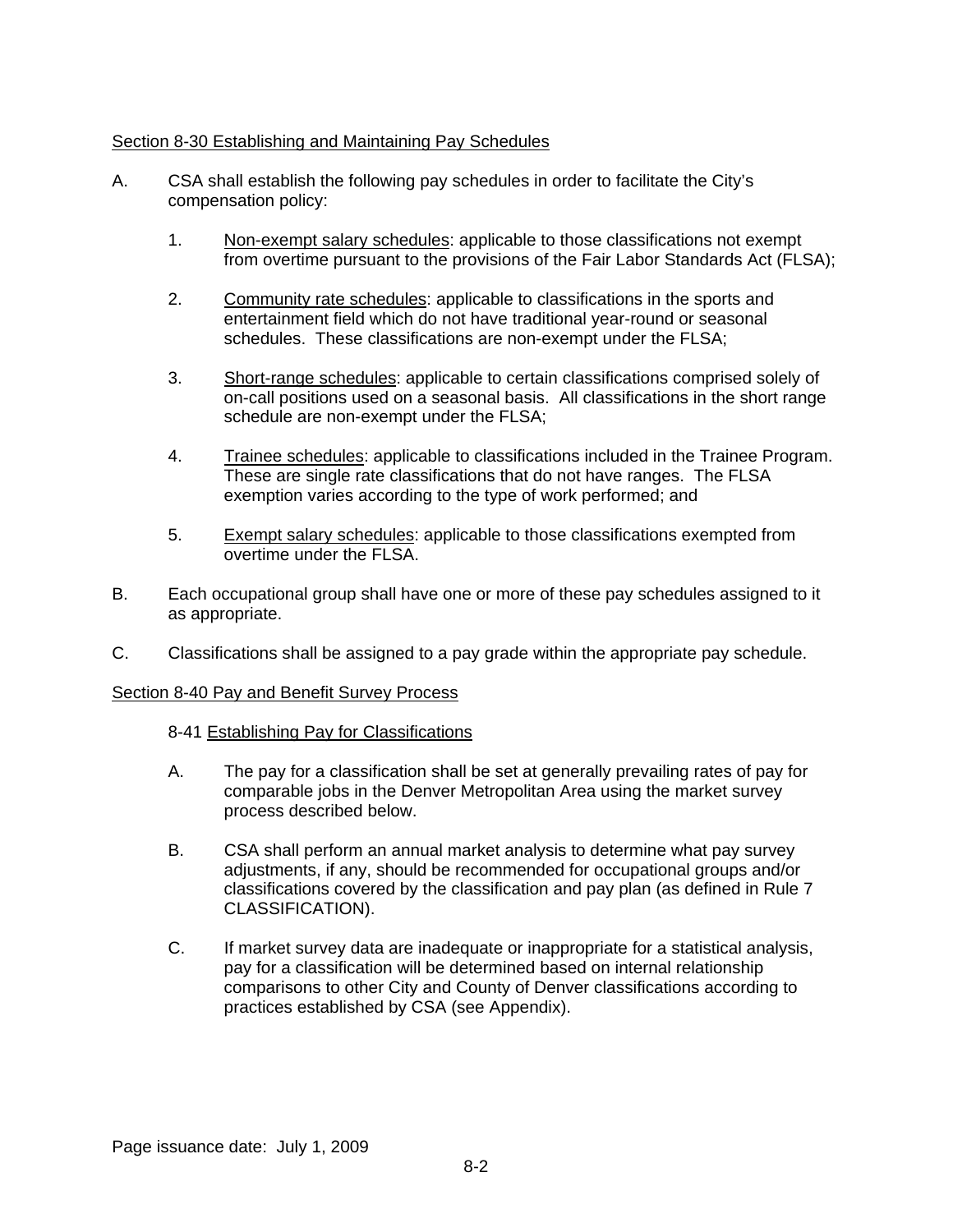## Section 8-30 Establishing and Maintaining Pay Schedules

A. CSA shall establish the following pay schedules in order to facilitate the City's compensation policy:

   1. Non-exempt salary schedules: applicable to those classifications not exempt from overtime pursuant to the provisions of the Fair Labor Standards Act (FLSA);

   2. Community rate schedules: applicable to classifications in the sports and entertainment field which do not have traditional year-round or seasonal schedules. These classifications are non-exempt under the FLSA;

   3. Short-range schedules: applicable to certain classifications comprised solely of on-call positions used on a seasonal basis. All classifications in the short range schedule are non-exempt under the FLSA;

   4. Trainee schedules: applicable to classifications included in the Trainee Program. These are single rate classifications that do not have ranges. The FLSA exemption varies according to the type of work performed; and

   5. Exempt salary schedules: applicable to those classifications exempted from overtime under the FLSA.

B. Each occupational group shall have one or more of these pay schedules assigned to it as appropriate.

C. Classifications shall be assigned to a pay grade within the appropriate pay schedule.

## Section 8-40 Pay and Benefit Survey Process

### 8-41 Establishing Pay for Classifications

A. The pay for a classification shall be set at generally prevailing rates of pay for comparable jobs in the Denver Metropolitan Area using the market survey process described below.

B. CSA shall perform an annual market analysis to determine what pay survey adjustments, if any, should be recommended for occupational groups and/or classifications covered by the classification and pay plan (as defined in Rule 7 CLASSIFICATION).

C. If market survey data are inadequate or inappropriate for a statistical analysis, pay for a classification will be determined based on internal relationship comparisons to other City and County of Denver classifications according to practices established by CSA (see Appendix).

Page issuance date: July 1, 2009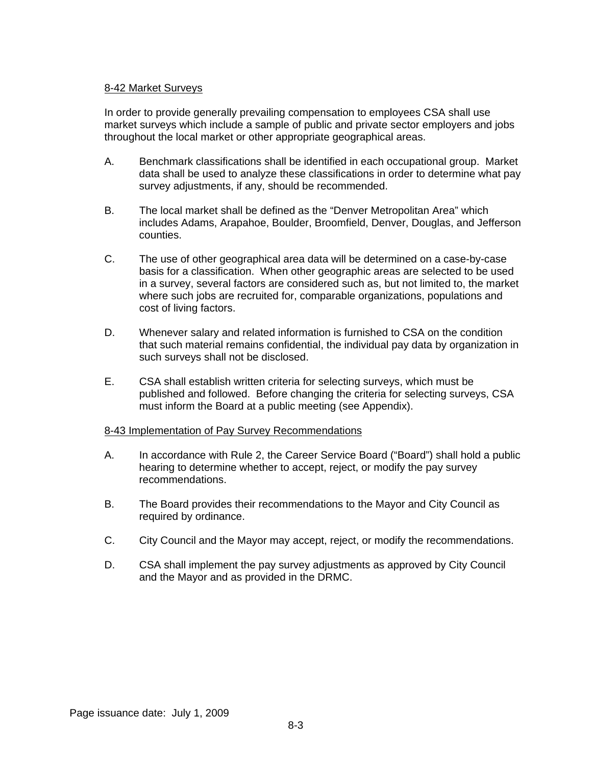## 8-42 Market Surveys

In order to provide generally prevailing compensation to employees CSA shall use market surveys which include a sample of public and private sector employers and jobs throughout the local market or other appropriate geographical areas.

A. Benchmark classifications shall be identified in each occupational group. Market data shall be used to analyze these classifications in order to determine what pay survey adjustments, if any, should be recommended.

B. The local market shall be defined as the "Denver Metropolitan Area" which includes Adams, Arapahoe, Boulder, Broomfield, Denver, Douglas, and Jefferson counties.

C. The use of other geographical area data will be determined on a case-by-case basis for a classification. When other geographic areas are selected to be used in a survey, several factors are considered such as, but not limited to, the market where such jobs are recruited for, comparable organizations, populations and cost of living factors.

D. Whenever salary and related information is furnished to CSA on the condition that such material remains confidential, the individual pay data by organization in such surveys shall not be disclosed.

E. CSA shall establish written criteria for selecting surveys, which must be published and followed. Before changing the criteria for selecting surveys, CSA must inform the Board at a public meeting (see Appendix).

## 8-43 Implementation of Pay Survey Recommendations

A. In accordance with Rule 2, the Career Service Board ("Board") shall hold a public hearing to determine whether to accept, reject, or modify the pay survey recommendations.

B. The Board provides their recommendations to the Mayor and City Council as required by ordinance.

C. City Council and the Mayor may accept, reject, or modify the recommendations.

D. CSA shall implement the pay survey adjustments as approved by City Council and the Mayor and as provided in the DRMC.

Page issuance date: July 1, 2009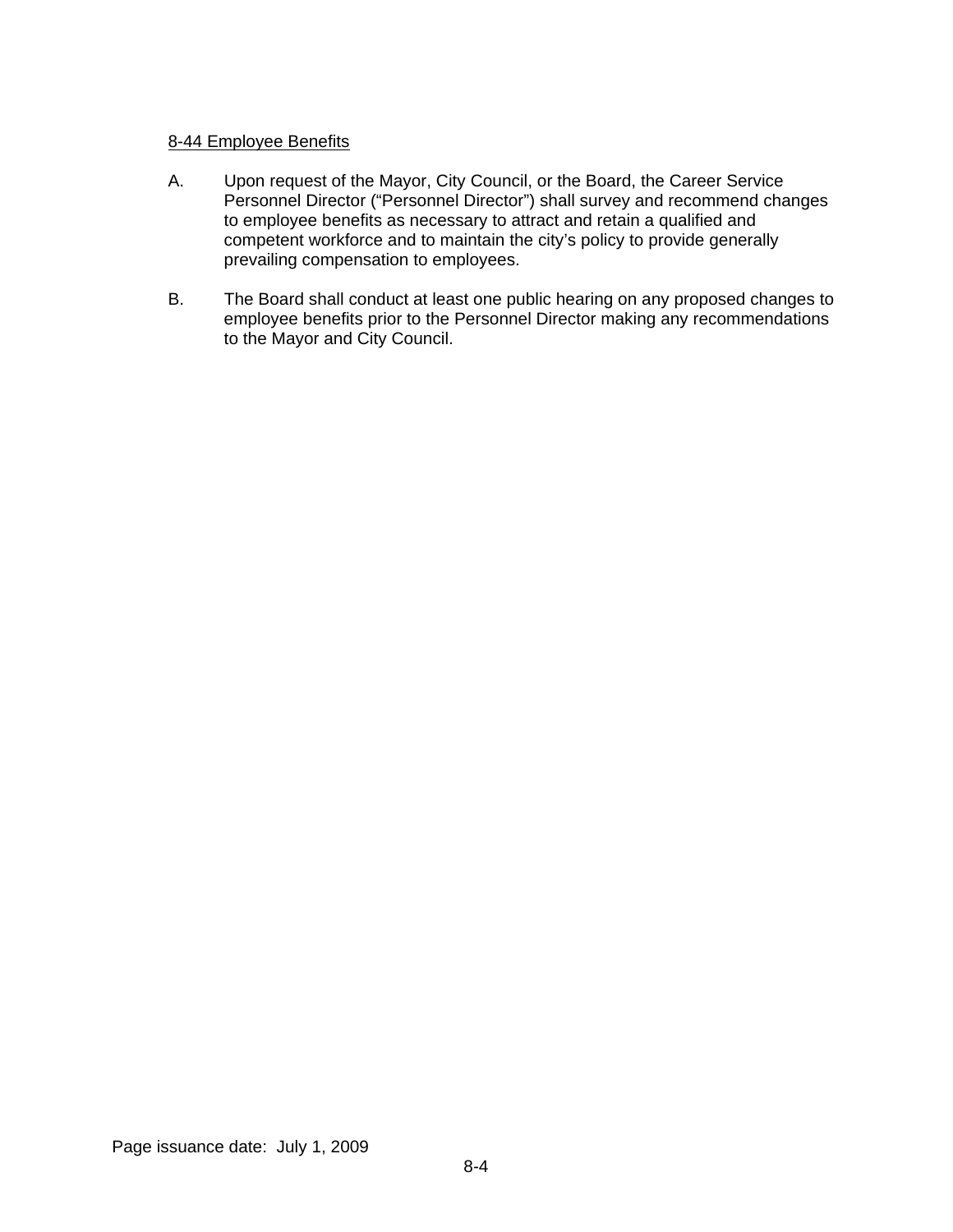## 8-44 Employee Benefits

A. Upon request of the Mayor, City Council, or the Board, the Career Service Personnel Director ("Personnel Director") shall survey and recommend changes to employee benefits as necessary to attract and retain a qualified and competent workforce and to maintain the city's policy to provide generally prevailing compensation to employees.

B. The Board shall conduct at least one public hearing on any proposed changes to employee benefits prior to the Personnel Director making any recommendations to the Mayor and City Council.

Page issuance date: July 1, 2009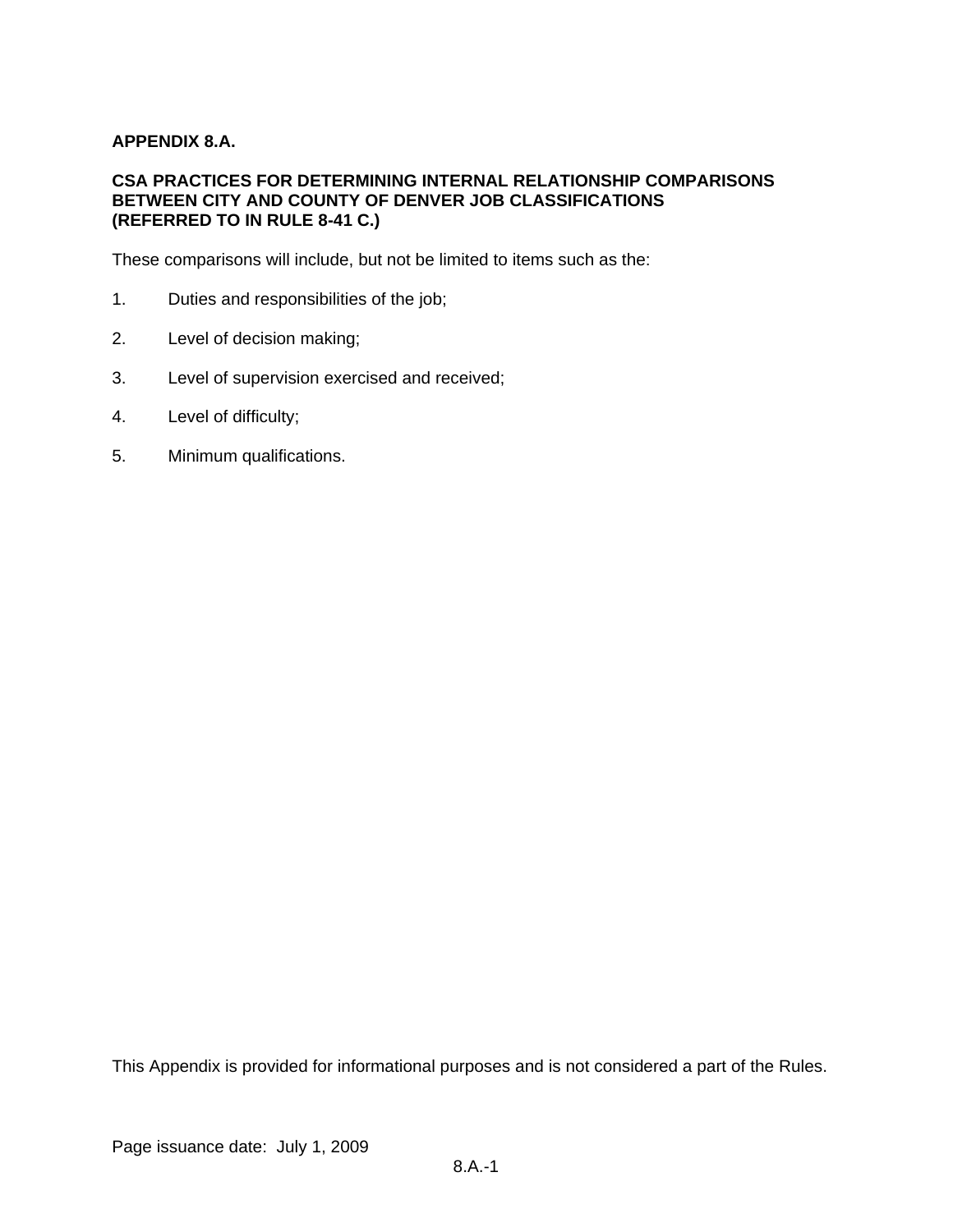**APPENDIX 8.A.**

**CSA PRACTICES FOR DETERMINING INTERNAL RELATIONSHIP COMPARISONS BETWEEN CITY AND COUNTY OF DENVER JOB CLASSIFICATIONS (REFERRED TO IN RULE 8-41 C.)**

These comparisons will include, but not be limited to items such as the:

1. Duties and responsibilities of the job;
2. Level of decision making;
3. Level of supervision exercised and received;
4. Level of difficulty;
5. Minimum qualifications.

This Appendix is provided for informational purposes and is not considered a part of the Rules.

Page issuance date: July 1, 2009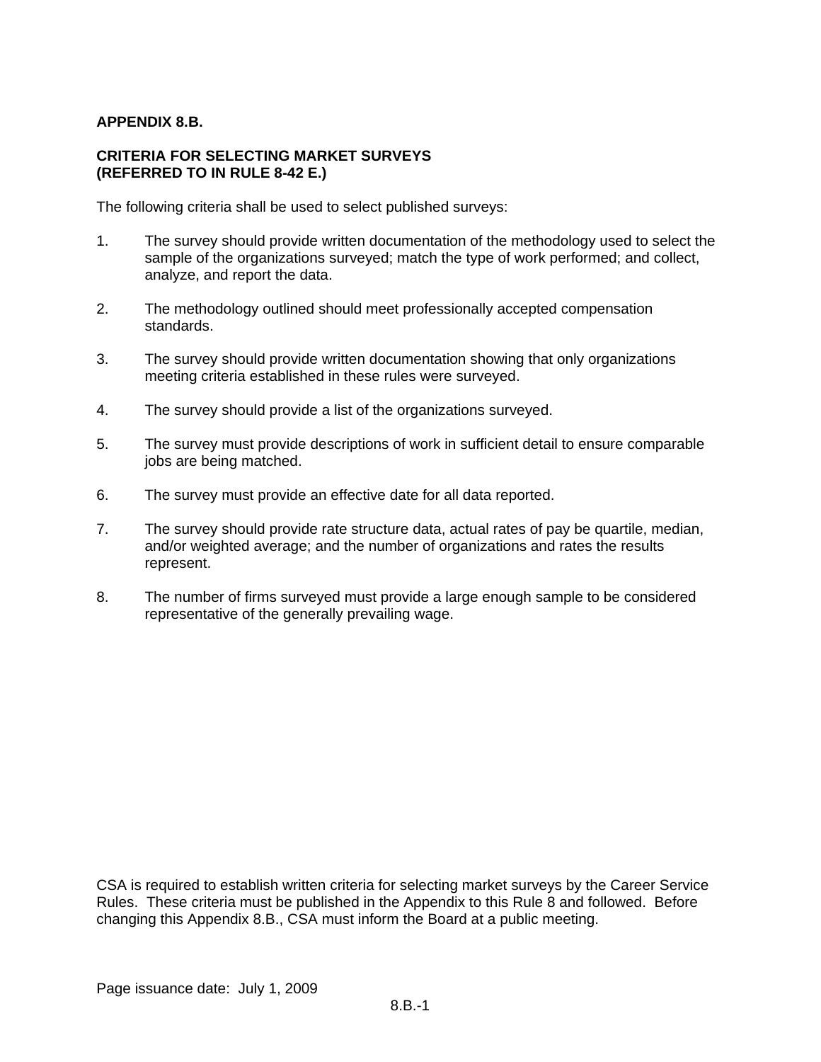**APPENDIX 8.B.**

**CRITERIA FOR SELECTING MARKET SURVEYS (REFERRED TO IN RULE 8-42 E.)**

The following criteria shall be used to select published surveys:

1. The survey should provide written documentation of the methodology used to select the sample of the organizations surveyed; match the type of work performed; and collect, analyze, and report the data.

2. The methodology outlined should meet professionally accepted compensation standards.

3. The survey should provide written documentation showing that only organizations meeting criteria established in these rules were surveyed.

4. The survey should provide a list of the organizations surveyed.

5. The survey must provide descriptions of work in sufficient detail to ensure comparable jobs are being matched.

6. The survey must provide an effective date for all data reported.

7. The survey should provide rate structure data, actual rates of pay be quartile, median, and/or weighted average; and the number of organizations and rates the results represent.

8. The number of firms surveyed must provide a large enough sample to be considered representative of the generally prevailing wage.

CSA is required to establish written criteria for selecting market surveys by the Career Service Rules. These criteria must be published in the Appendix to this Rule 8 and followed. Before changing this Appendix 8.B., CSA must inform the Board at a public meeting.

Page issuance date: July 1, 2009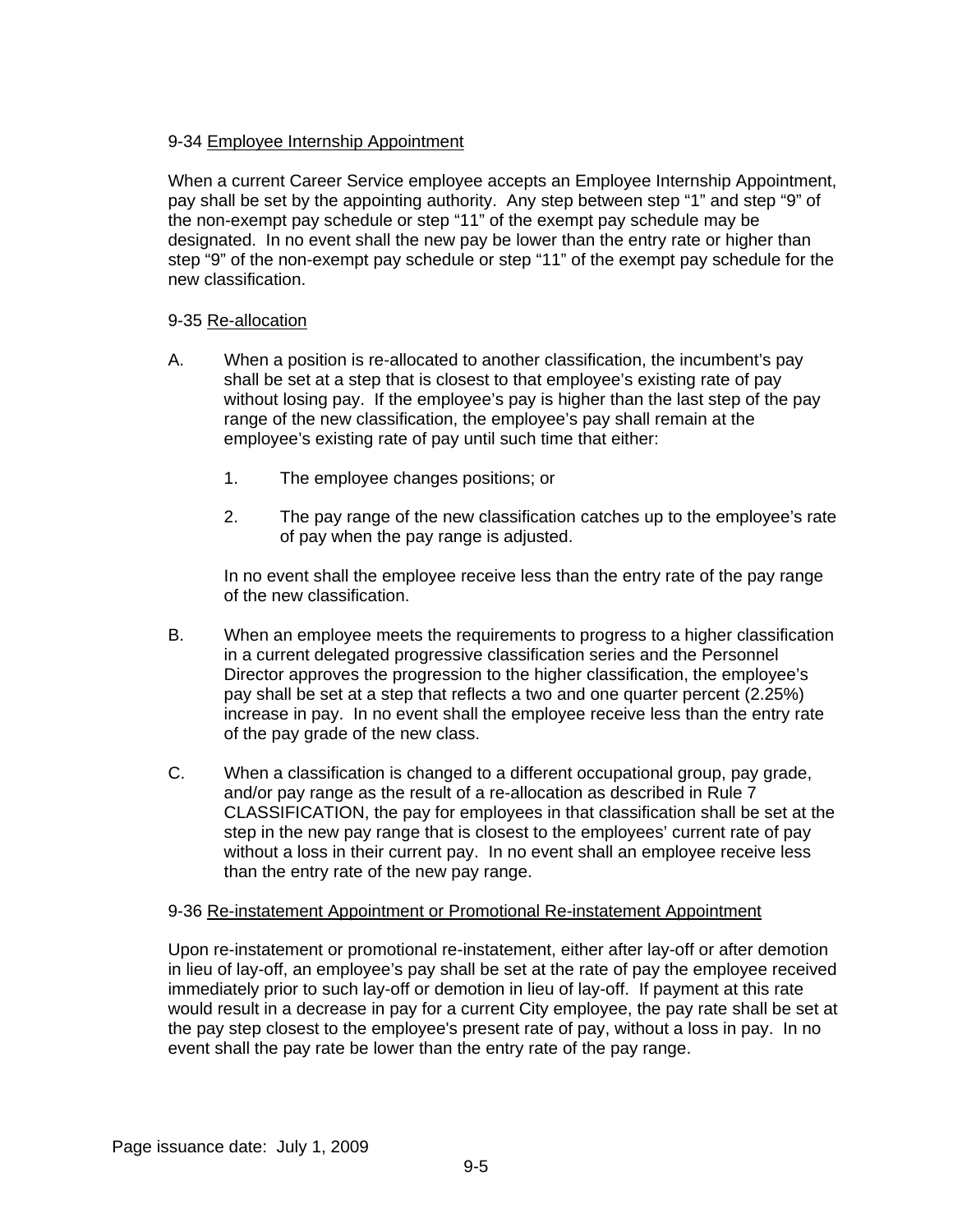9-34 <u>Employee Internship Appointment</u>

When a current Career Service employee accepts an Employee Internship Appointment, pay shall be set by the appointing authority. Any step between step “1” and step “9” of the non-exempt pay schedule or step “11” of the exempt pay schedule may be designated. In no event shall the new pay be lower than the entry rate or higher than step “9” of the non-exempt pay schedule or step “11” of the exempt pay schedule for the new classification.

9-35 <u>Re-allocation</u>

A. When a position is re-allocated to another classification, the incumbent’s pay shall be set at a step that is closest to that employee’s existing rate of pay without losing pay. If the employee’s pay is higher than the last step of the pay range of the new classification, the employee’s pay shall remain at the employee’s existing rate of pay until such time that either:

    1. The employee changes positions; or

    2. The pay range of the new classification catches up to the employee’s rate of pay when the pay range is adjusted.

    In no event shall the employee receive less than the entry rate of the pay range of the new classification.

B. When an employee meets the requirements to progress to a higher classification in a current delegated progressive classification series and the Personnel Director approves the progression to the higher classification, the employee’s pay shall be set at a step that reflects a two and one quarter percent (2.25%) increase in pay. In no event shall the employee receive less than the entry rate of the pay grade of the new class.

C. When a classification is changed to a different occupational group, pay grade, and/or pay range as the result of a re-allocation as described in Rule 7 CLASSIFICATION, the pay for employees in that classification shall be set at the step in the new pay range that is closest to the employees’ current rate of pay without a loss in their current pay. In no event shall an employee receive less than the entry rate of the new pay range.

9-36 <u>Re-instatement Appointment or Promotional Re-instatement Appointment</u>

Upon re-instatement or promotional re-instatement, either after lay-off or after demotion in lieu of lay-off, an employee’s pay shall be set at the rate of pay the employee received immediately prior to such lay-off or demotion in lieu of lay-off. If payment at this rate would result in a decrease in pay for a current City employee, the pay rate shall be set at the pay step closest to the employee's present rate of pay, without a loss in pay. In no event shall the pay rate be lower than the entry rate of the pay range.

Page issuance date: July 1, 2009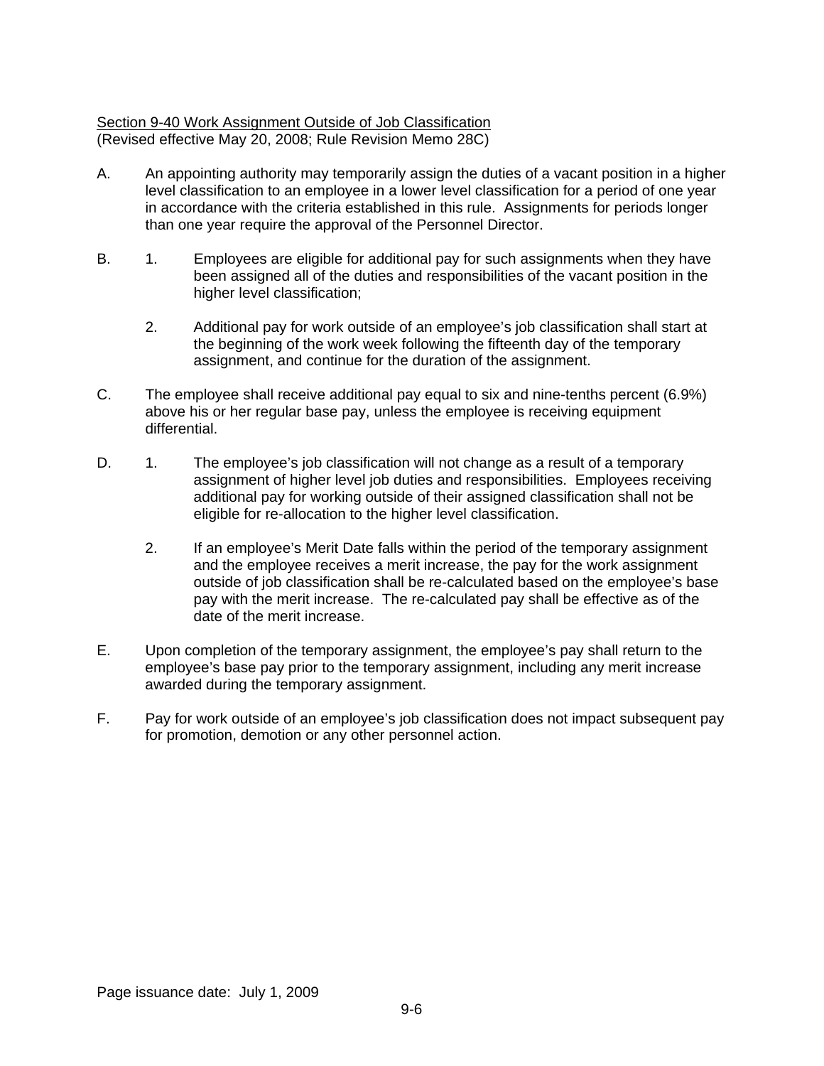Section 9-40 Work Assignment Outside of Job Classification
(Revised effective May 20, 2008; Rule Revision Memo 28C)

A. An appointing authority may temporarily assign the duties of a vacant position in a higher level classification to an employee in a lower level classification for a period of one year in accordance with the criteria established in this rule. Assignments for periods longer than one year require the approval of the Personnel Director.

B. 1. Employees are eligible for additional pay for such assignments when they have been assigned all of the duties and responsibilities of the vacant position in the higher level classification;

   2. Additional pay for work outside of an employee's job classification shall start at the beginning of the work week following the fifteenth day of the temporary assignment, and continue for the duration of the assignment.

C. The employee shall receive additional pay equal to six and nine-tenths percent (6.9%) above his or her regular base pay, unless the employee is receiving equipment differential.

D. 1. The employee's job classification will not change as a result of a temporary assignment of higher level job duties and responsibilities. Employees receiving additional pay for working outside of their assigned classification shall not be eligible for re-allocation to the higher level classification.

   2. If an employee's Merit Date falls within the period of the temporary assignment and the employee receives a merit increase, the pay for the work assignment outside of job classification shall be re-calculated based on the employee's base pay with the merit increase. The re-calculated pay shall be effective as of the date of the merit increase.

E. Upon completion of the temporary assignment, the employee's pay shall return to the employee's base pay prior to the temporary assignment, including any merit increase awarded during the temporary assignment.

F. Pay for work outside of an employee's job classification does not impact subsequent pay for promotion, demotion or any other personnel action.

Page issuance date: July 1, 2009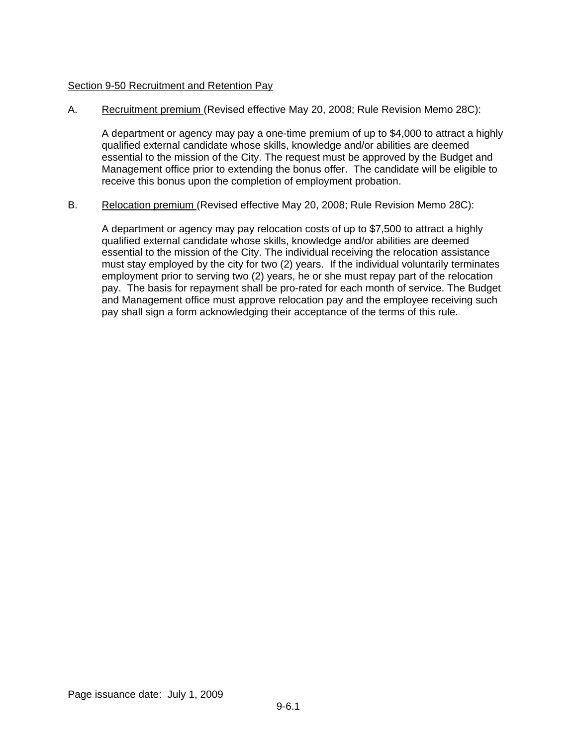Section 9-50 Recruitment and Retention Pay

A. Recruitment premium (Revised effective May 20, 2008; Rule Revision Memo 28C):

A department or agency may pay a one-time premium of up to $4,000 to attract a highly qualified external candidate whose skills, knowledge and/or abilities are deemed essential to the mission of the City. The request must be approved by the Budget and Management office prior to extending the bonus offer. The candidate will be eligible to receive this bonus upon the completion of employment probation.

B. Relocation premium (Revised effective May 20, 2008; Rule Revision Memo 28C):

A department or agency may pay relocation costs of up to $7,500 to attract a highly qualified external candidate whose skills, knowledge and/or abilities are deemed essential to the mission of the City. The individual receiving the relocation assistance must stay employed by the city for two (2) years. If the individual voluntarily terminates employment prior to serving two (2) years, he or she must repay part of the relocation pay. The basis for repayment shall be pro-rated for each month of service. The Budget and Management office must approve relocation pay and the employee receiving such pay shall sign a form acknowledging their acceptance of the terms of this rule.